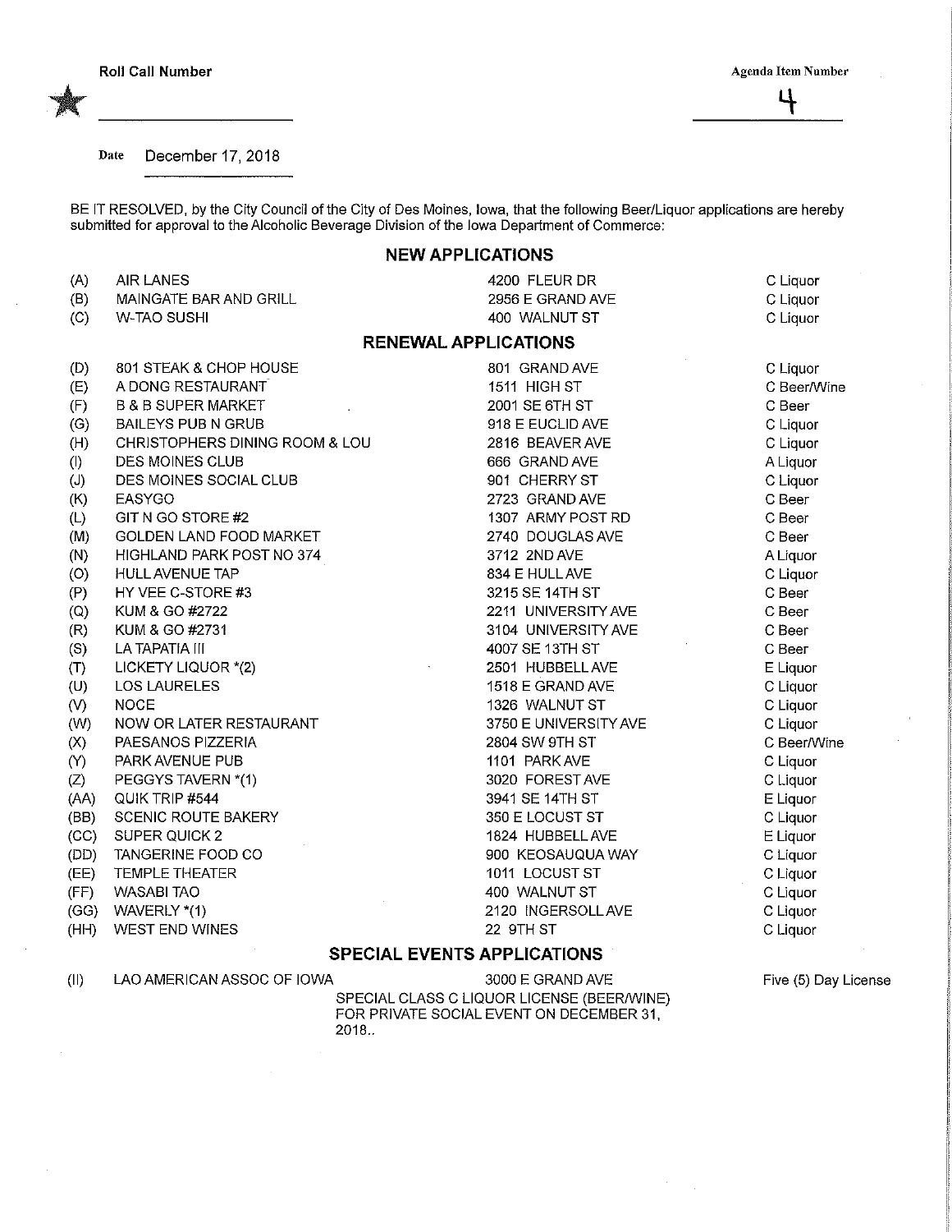Roll Call Number

Agenda Item Number

4

Date December 17, 2018

BE IT RESOLVED, by the City Council of the City of Des Moines, Iowa, that the following Beer/Liquor applications are hereby submitted for approval to the Alcoholic Beverage Division of the Iowa Department of Commerce:

## NEW APPLICATIONS

| | | | |
|---|---|---|---|
| (A) | AIR LANES | 4200 FLEUR DR | C Liquor |
| (B) | MAINGATE BAR AND GRILL | 2956 E GRAND AVE | C Liquor |
| (C) | W-TAO SUSHI | 400 WALNUT ST | C Liquor |

## RENEWAL APPLICATIONS

| | | | |
|---|---|---|---|
| (D) | 801 STEAK & CHOP HOUSE | 801 GRAND AVE | C Liquor |
| (E) | A DONG RESTAURANT | 1511 HIGH ST | C Beer/Wine |
| (F) | B & B SUPER MARKET | 2001 SE 6TH ST | C Beer |
| (G) | BAILEYS PUB N GRUB | 918 E EUCLID AVE | C Liquor |
| (H) | CHRISTOPHERS DINING ROOM & LOU | 2816 BEAVER AVE | C Liquor |
| (I) | DES MOINES CLUB | 666 GRAND AVE | A Liquor |
| (J) | DES MOINES SOCIAL CLUB | 901 CHERRY ST | C Liquor |
| (K) | EASYGO | 2723 GRAND AVE | C Beer |
| (L) | GIT N GO STORE #2 | 1307 ARMY POST RD | C Beer |
| (M) | GOLDEN LAND FOOD MARKET | 2740 DOUGLAS AVE | C Beer |
| (N) | HIGHLAND PARK POST NO 374 | 3712 2ND AVE | A Liquor |
| (O) | HULL AVENUE TAP | 834 E HULL AVE | C Liquor |
| (P) | HY VEE C-STORE #3 | 3215 SE 14TH ST | C Beer |
| (Q) | KUM & GO #2722 | 2211 UNIVERSITY AVE | C Beer |
| (R) | KUM & GO #2731 | 3104 UNIVERSITY AVE | C Beer |
| (S) | LA TAPATIA III | 4007 SE 13TH ST | C Beer |
| (T) | LICKETY LIQUOR *(2) | 2501 HUBBELL AVE | E Liquor |
| (U) | LOS LAURELES | 1518 E GRAND AVE | C Liquor |
| (V) | NOCE | 1326 WALNUT ST | C Liquor |
| (W) | NOW OR LATER RESTAURANT | 3750 E UNIVERSITY AVE | C Liquor |
| (X) | PAESANOS PIZZERIA | 2804 SW 9TH ST | C Beer/Wine |
| (Y) | PARK AVENUE PUB | 1101 PARK AVE | C Liquor |
| (Z) | PEGGYS TAVERN *(1) | 3020 FOREST AVE | C Liquor |
| (AA) | QUIK TRIP #544 | 3941 SE 14TH ST | E Liquor |
| (BB) | SCENIC ROUTE BAKERY | 350 E LOCUST ST | C Liquor |
| (CC) | SUPER QUICK 2 | 1824 HUBBELL AVE | E Liquor |
| (DD) | TANGERINE FOOD CO | 900 KEOSAUQUA WAY | C Liquor |
| (EE) | TEMPLE THEATER | 1011 LOCUST ST | C Liquor |
| (FF) | WASABI TAO | 400 WALNUT ST | C Liquor |
| (GG) | WAVERLY *(1) | 2120 INGERSOLL AVE | C Liquor |
| (HH) | WEST END WINES | 22 9TH ST | C Liquor |

## SPECIAL EVENTS APPLICATIONS

| | | | |
|---|---|---|---|
| (II) | LAO AMERICAN ASSOC OF IOWA | 3000 E GRAND AVE<br>SPECIAL CLASS C LIQUOR LICENSE (BEER/WINE) FOR PRIVATE SOCIAL EVENT ON DECEMBER 31, 2018.. | Five (5) Day License |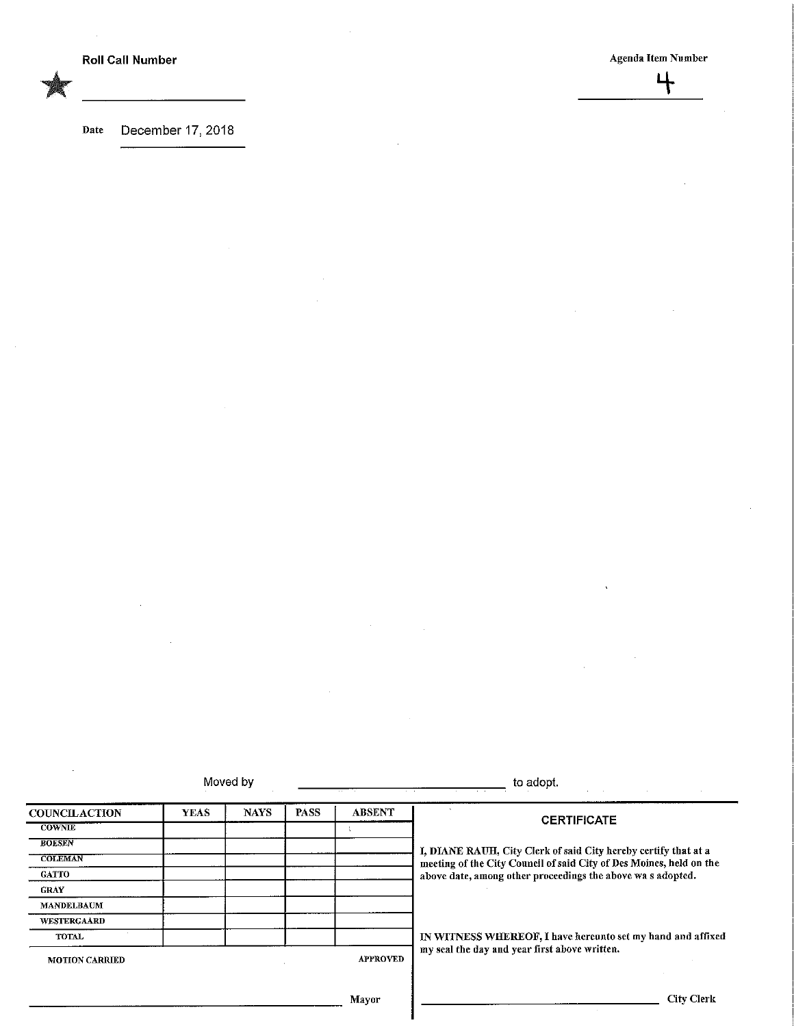**Roll Call Number**

★ ______________

**Agenda Item Number**

4

**Date** December 17, 2018

Moved by ______________________________ to adopt.

| COUNCILACTION | YEAS | NAYS | PASS | ABSENT |
|---|---|---|---|---|
| COWNIE | | | | |
| BOESEN | | | | |
| COLEMAN | | | | |
| GATTO | | | | |
| GRAY | | | | |
| MANDELBAUM | | | | |
| WESTERGAARD | | | | |
| TOTAL | | | | |

**MOTION CARRIED** **APPROVED**

______________________________ **Mayor**

**CERTIFICATE**

**I, DIANE RAUH, City Clerk of said City hereby certify that at a meeting of the City Council of said City of Des Moines, held on the above date, among other proceedings the above wa s adopted.**

**IN WITNESS WHEREOF, I have hereunto set my hand and affixed my seal the day and year first above written.**

______________________________ **City Clerk**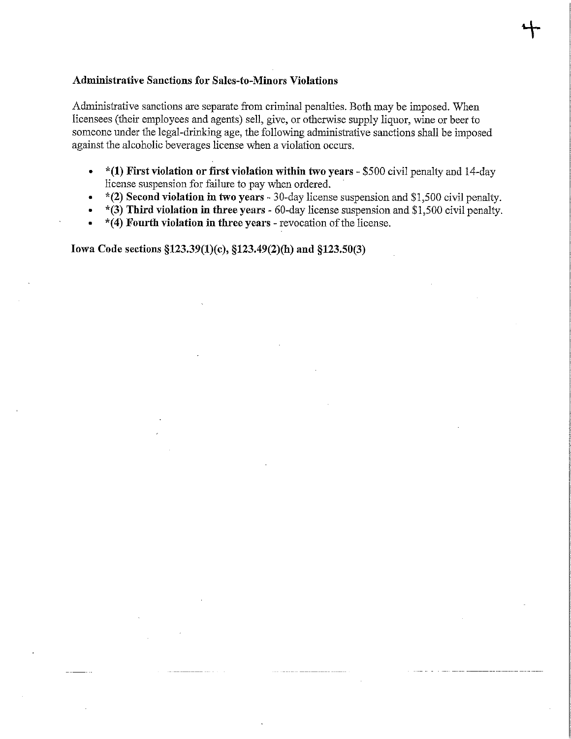## Administrative Sanctions for Sales-to-Minors Violations

Administrative sanctions are separate from criminal penalties. Both may be imposed. When licensees (their employees and agents) sell, give, or otherwise supply liquor, wine or beer to someone under the legal-drinking age, the following administrative sanctions shall be imposed against the alcoholic beverages license when a violation occurs.

- ***(1) First violation or first violation within two years** - $500 civil penalty and 14-day license suspension for failure to pay when ordered.
- ***(2) Second violation in two years** - 30-day license suspension and $1,500 civil penalty.
- ***(3) Third violation in three years** - 60-day license suspension and $1,500 civil penalty.
- ***(4) Fourth violation in three years** - revocation of the license.

**Iowa Code sections §123.39(1)(c), §123.49(2)(h) and §123.50(3)**